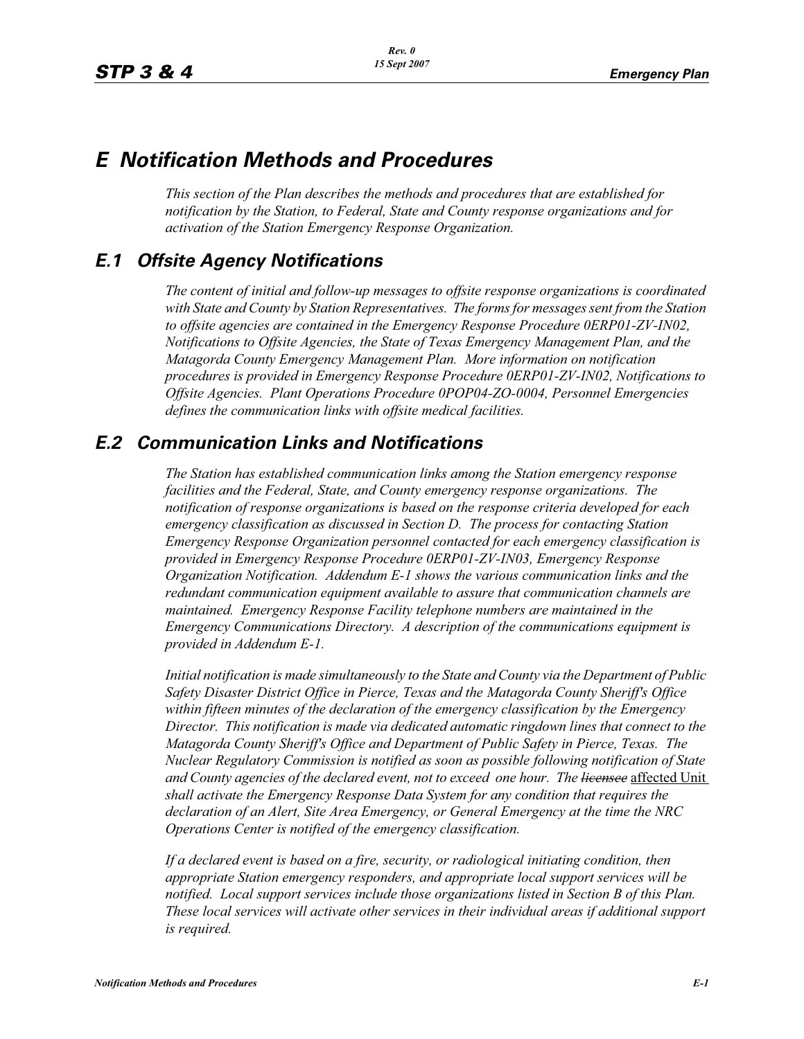# E Notification Methods and Procedures

*This section of the Plan describes the methods and procedures that are established for notification by the Station, to Federal, State and County response organizations and for activation of the Station Emergency Response Organization.*

## E.1 Offsite Agency Notifications

*The content of initial and follow-up messages to offsite response organizations is coordinated with State and County by Station Representatives. The forms for messages sent from the Station to offsite agencies are contained in the Emergency Response Procedure 0ERP01-ZV-IN02, Notifications to Offsite Agencies, the State of Texas Emergency Management Plan, and the Matagorda County Emergency Management Plan. More information on notification procedures is provided in Emergency Response Procedure 0ERP01-ZV-IN02, Notifications to Offsite Agencies. Plant Operations Procedure 0POP04-ZO-0004, Personnel Emergencies defines the communication links with offsite medical facilities.*

## E.2 Communication Links and Notifications

*The Station has established communication links among the Station emergency response facilities and the Federal, State, and County emergency response organizations. The notification of response organizations is based on the response criteria developed for each emergency classification as discussed in Section D. The process for contacting Station Emergency Response Organization personnel contacted for each emergency classification is provided in Emergency Response Procedure 0ERP01-ZV-IN03, Emergency Response Organization Notification. Addendum E-1 shows the various communication links and the redundant communication equipment available to assure that communication channels are maintained. Emergency Response Facility telephone numbers are maintained in the Emergency Communications Directory. A description of the communications equipment is provided in Addendum E-1.*

*Initial notification is made simultaneously to the State and County via the Department of Public Safety Disaster District Office in Pierce, Texas and the Matagorda County Sheriff's Office within fifteen minutes of the declaration of the emergency classification by the Emergency Director. This notification is made via dedicated automatic ringdown lines that connect to the Matagorda County Sheriff's Office and Department of Public Safety in Pierce, Texas. The Nuclear Regulatory Commission is notified as soon as possible following notification of State and County agencies of the declared event, not to exceed one hour. The ~~licensee~~ affected Unit shall activate the Emergency Response Data System for any condition that requires the declaration of an Alert, Site Area Emergency, or General Emergency at the time the NRC Operations Center is notified of the emergency classification.*

*If a declared event is based on a fire, security, or radiological initiating condition, then appropriate Station emergency responders, and appropriate local support services will be notified. Local support services include those organizations listed in Section B of this Plan. These local services will activate other services in their individual areas if additional support is required.*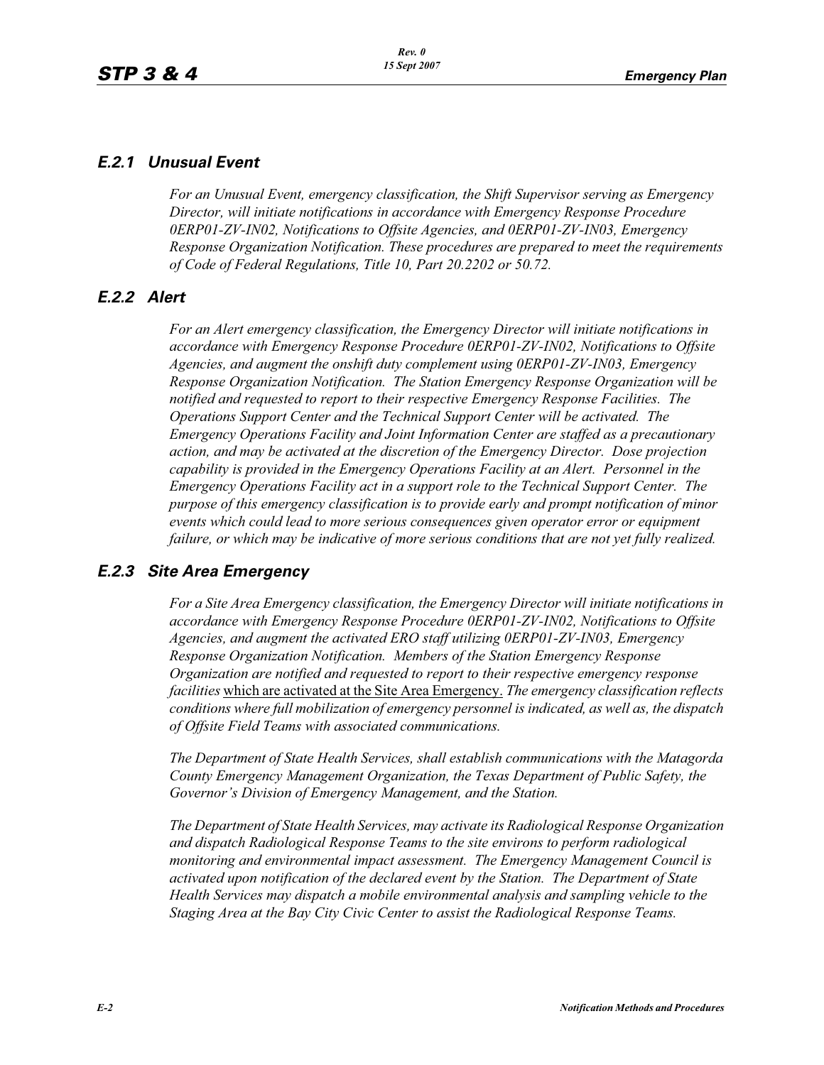### *E.2.1 Unusual Event*

*For an Unusual Event, emergency classification, the Shift Supervisor serving as Emergency Director, will initiate notifications in accordance with Emergency Response Procedure 0ERP01-ZV-IN02, Notifications to Offsite Agencies, and 0ERP01-ZV-IN03, Emergency Response Organization Notification. These procedures are prepared to meet the requirements of Code of Federal Regulations, Title 10, Part 20.2202 or 50.72.*

### *E.2.2 Alert*

*For an Alert emergency classification, the Emergency Director will initiate notifications in accordance with Emergency Response Procedure 0ERP01-ZV-IN02, Notifications to Offsite Agencies, and augment the onshift duty complement using 0ERP01-ZV-IN03, Emergency Response Organization Notification. The Station Emergency Response Organization will be notified and requested to report to their respective Emergency Response Facilities. The Operations Support Center and the Technical Support Center will be activated. The Emergency Operations Facility and Joint Information Center are staffed as a precautionary action, and may be activated at the discretion of the Emergency Director. Dose projection capability is provided in the Emergency Operations Facility at an Alert. Personnel in the Emergency Operations Facility act in a support role to the Technical Support Center. The purpose of this emergency classification is to provide early and prompt notification of minor events which could lead to more serious consequences given operator error or equipment failure, or which may be indicative of more serious conditions that are not yet fully realized.*

### *E.2.3 Site Area Emergency*

*For a Site Area Emergency classification, the Emergency Director will initiate notifications in accordance with Emergency Response Procedure 0ERP01-ZV-IN02, Notifications to Offsite Agencies, and augment the activated ERO staff utilizing 0ERP01-ZV-IN03, Emergency Response Organization Notification. Members of the Station Emergency Response Organization are notified and requested to report to their respective emergency response facilities* <u>which are activated at the Site Area Emergency.</u> *The emergency classification reflects conditions where full mobilization of emergency personnel is indicated, as well as, the dispatch of Offsite Field Teams with associated communications.*

*The Department of State Health Services, shall establish communications with the Matagorda County Emergency Management Organization, the Texas Department of Public Safety, the Governor's Division of Emergency Management, and the Station.*

*The Department of State Health Services, may activate its Radiological Response Organization and dispatch Radiological Response Teams to the site environs to perform radiological monitoring and environmental impact assessment. The Emergency Management Council is activated upon notification of the declared event by the Station. The Department of State Health Services may dispatch a mobile environmental analysis and sampling vehicle to the Staging Area at the Bay City Civic Center to assist the Radiological Response Teams.*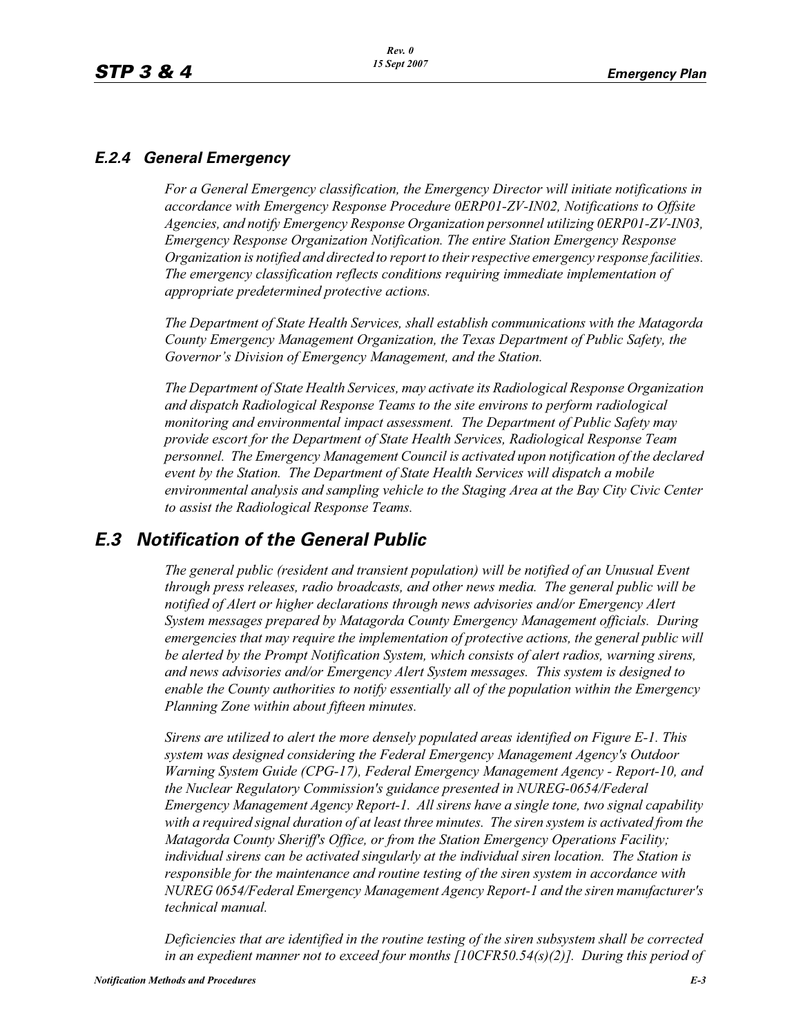### *E.2.4 General Emergency*

*For a General Emergency classification, the Emergency Director will initiate notifications in accordance with Emergency Response Procedure 0ERP01-ZV-IN02, Notifications to Offsite Agencies, and notify Emergency Response Organization personnel utilizing 0ERP01-ZV-IN03, Emergency Response Organization Notification. The entire Station Emergency Response Organization is notified and directed to report to their respective emergency response facilities. The emergency classification reflects conditions requiring immediate implementation of appropriate predetermined protective actions.*

*The Department of State Health Services, shall establish communications with the Matagorda County Emergency Management Organization, the Texas Department of Public Safety, the Governor's Division of Emergency Management, and the Station.*

*The Department of State Health Services, may activate its Radiological Response Organization and dispatch Radiological Response Teams to the site environs to perform radiological monitoring and environmental impact assessment. The Department of Public Safety may provide escort for the Department of State Health Services, Radiological Response Team personnel. The Emergency Management Council is activated upon notification of the declared event by the Station. The Department of State Health Services will dispatch a mobile environmental analysis and sampling vehicle to the Staging Area at the Bay City Civic Center to assist the Radiological Response Teams.*

## *E.3 Notification of the General Public*

*The general public (resident and transient population) will be notified of an Unusual Event through press releases, radio broadcasts, and other news media. The general public will be notified of Alert or higher declarations through news advisories and/or Emergency Alert System messages prepared by Matagorda County Emergency Management officials. During emergencies that may require the implementation of protective actions, the general public will be alerted by the Prompt Notification System, which consists of alert radios, warning sirens, and news advisories and/or Emergency Alert System messages. This system is designed to enable the County authorities to notify essentially all of the population within the Emergency Planning Zone within about fifteen minutes.*

*Sirens are utilized to alert the more densely populated areas identified on Figure E-1. This system was designed considering the Federal Emergency Management Agency's Outdoor Warning System Guide (CPG-17), Federal Emergency Management Agency - Report-10, and the Nuclear Regulatory Commission's guidance presented in NUREG-0654/Federal Emergency Management Agency Report-1. All sirens have a single tone, two signal capability with a required signal duration of at least three minutes. The siren system is activated from the Matagorda County Sheriff's Office, or from the Station Emergency Operations Facility; individual sirens can be activated singularly at the individual siren location. The Station is responsible for the maintenance and routine testing of the siren system in accordance with NUREG 0654/Federal Emergency Management Agency Report-1 and the siren manufacturer's technical manual.*

*Deficiencies that are identified in the routine testing of the siren subsystem shall be corrected in an expedient manner not to exceed four months [10CFR50.54(s)(2)]. During this period of*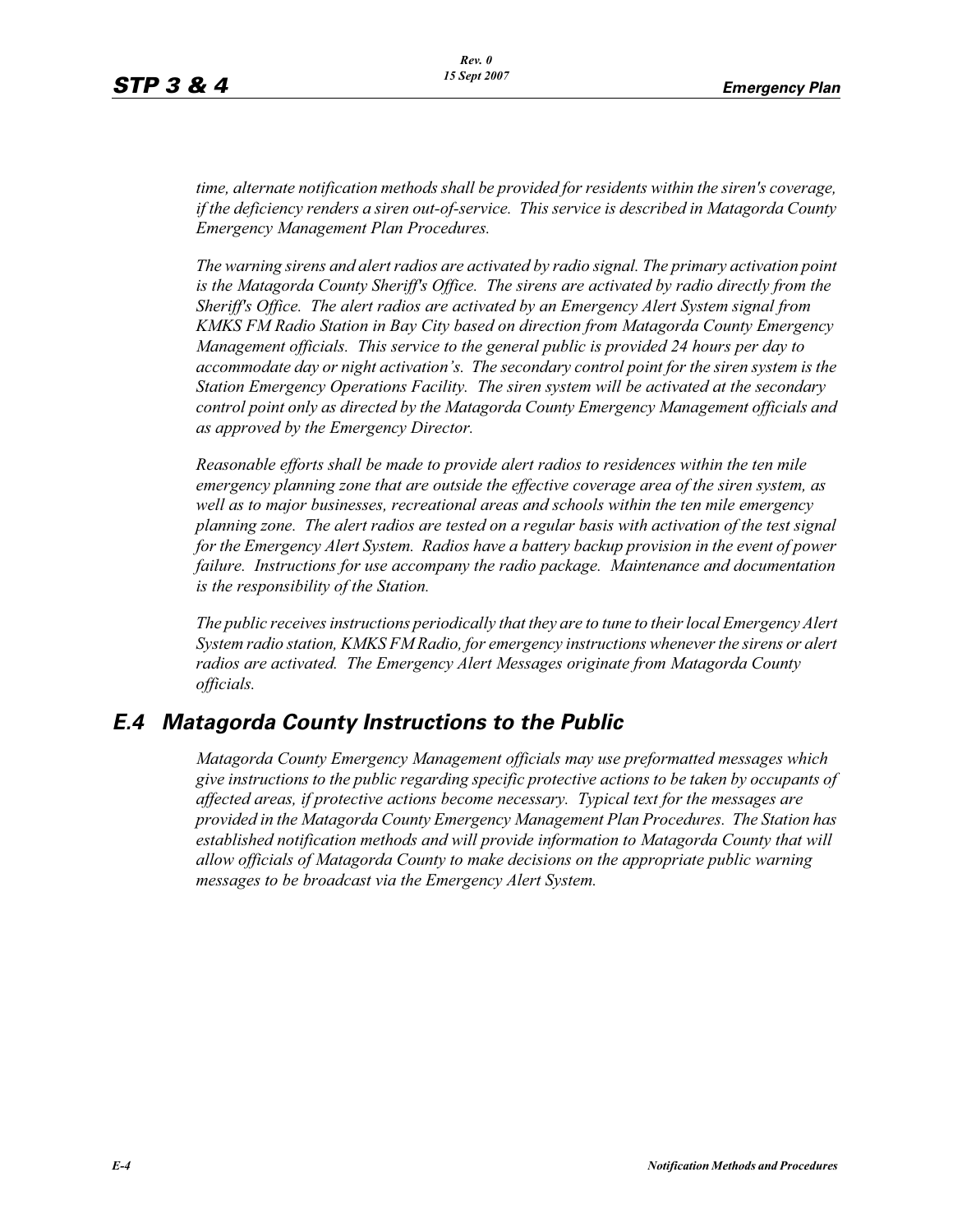*time, alternate notification methods shall be provided for residents within the siren's coverage, if the deficiency renders a siren out-of-service. This service is described in Matagorda County Emergency Management Plan Procedures.*

*The warning sirens and alert radios are activated by radio signal. The primary activation point is the Matagorda County Sheriff's Office. The sirens are activated by radio directly from the Sheriff's Office. The alert radios are activated by an Emergency Alert System signal from KMKS FM Radio Station in Bay City based on direction from Matagorda County Emergency Management officials. This service to the general public is provided 24 hours per day to accommodate day or night activation's. The secondary control point for the siren system is the Station Emergency Operations Facility. The siren system will be activated at the secondary control point only as directed by the Matagorda County Emergency Management officials and as approved by the Emergency Director.*

*Reasonable efforts shall be made to provide alert radios to residences within the ten mile emergency planning zone that are outside the effective coverage area of the siren system, as well as to major businesses, recreational areas and schools within the ten mile emergency planning zone. The alert radios are tested on a regular basis with activation of the test signal for the Emergency Alert System. Radios have a battery backup provision in the event of power failure. Instructions for use accompany the radio package. Maintenance and documentation is the responsibility of the Station.*

*The public receives instructions periodically that they are to tune to their local Emergency Alert System radio station, KMKS FM Radio, for emergency instructions whenever the sirens or alert radios are activated. The Emergency Alert Messages originate from Matagorda County officials.*

## E.4 Matagorda County Instructions to the Public

*Matagorda County Emergency Management officials may use preformatted messages which give instructions to the public regarding specific protective actions to be taken by occupants of affected areas, if protective actions become necessary. Typical text for the messages are provided in the Matagorda County Emergency Management Plan Procedures. The Station has established notification methods and will provide information to Matagorda County that will allow officials of Matagorda County to make decisions on the appropriate public warning messages to be broadcast via the Emergency Alert System.*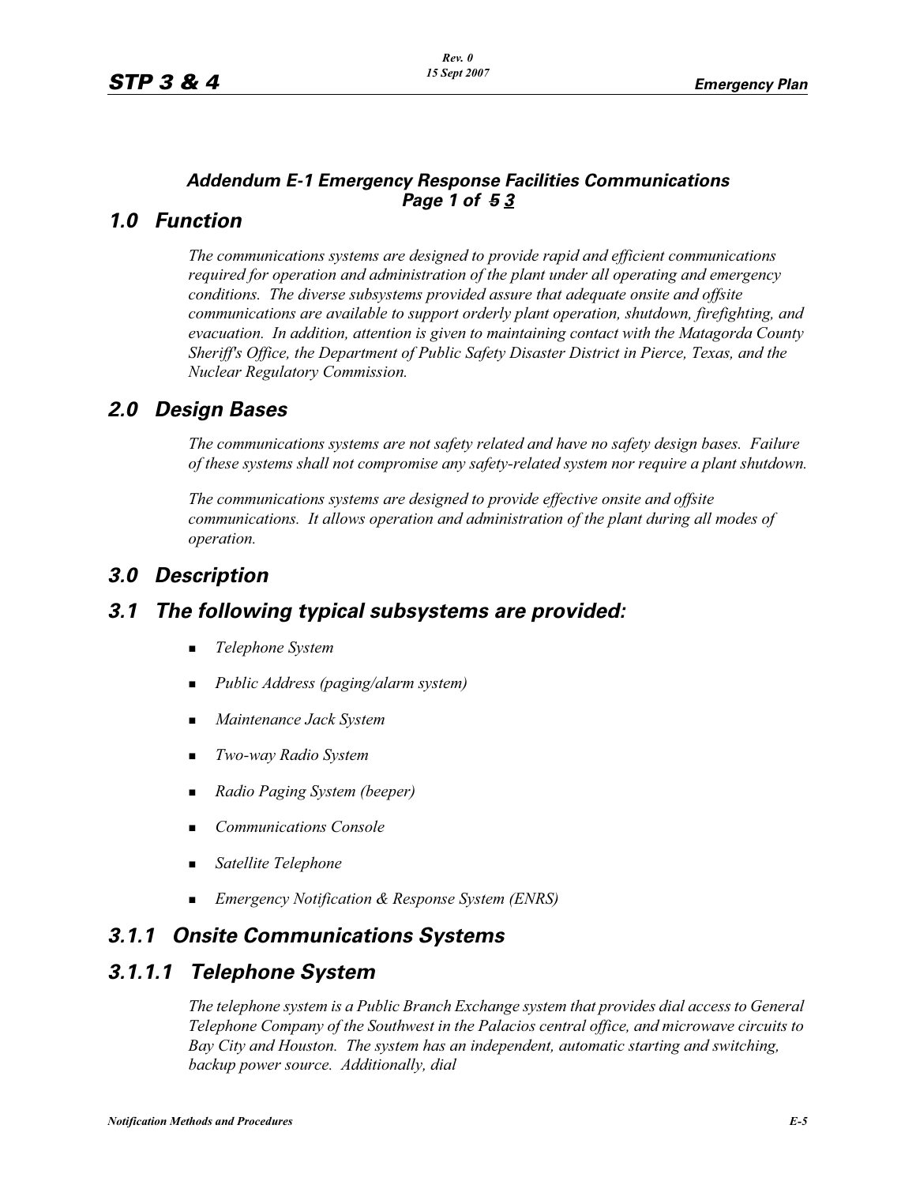### *Addendum E-1 Emergency Response Facilities Communications*
### *Page 1 of ~~5~~ 3*

## *1.0 Function*

*The communications systems are designed to provide rapid and efficient communications required for operation and administration of the plant under all operating and emergency conditions. The diverse subsystems provided assure that adequate onsite and offsite communications are available to support orderly plant operation, shutdown, firefighting, and evacuation. In addition, attention is given to maintaining contact with the Matagorda County Sheriff's Office, the Department of Public Safety Disaster District in Pierce, Texas, and the Nuclear Regulatory Commission.*

## *2.0 Design Bases*

*The communications systems are not safety related and have no safety design bases. Failure of these systems shall not compromise any safety-related system nor require a plant shutdown.*

*The communications systems are designed to provide effective onsite and offsite communications. It allows operation and administration of the plant during all modes of operation.*

## *3.0 Description*

## *3.1 The following typical subsystems are provided:*

- *Telephone System*
- *Public Address (paging/alarm system)*
- *Maintenance Jack System*
- *Two-way Radio System*
- *Radio Paging System (beeper)*
- *Communications Console*
- *Satellite Telephone*
- *Emergency Notification & Response System (ENRS)*

## *3.1.1 Onsite Communications Systems*

## *3.1.1.1 Telephone System*

*The telephone system is a Public Branch Exchange system that provides dial access to General Telephone Company of the Southwest in the Palacios central office, and microwave circuits to Bay City and Houston. The system has an independent, automatic starting and switching, backup power source. Additionally, dial*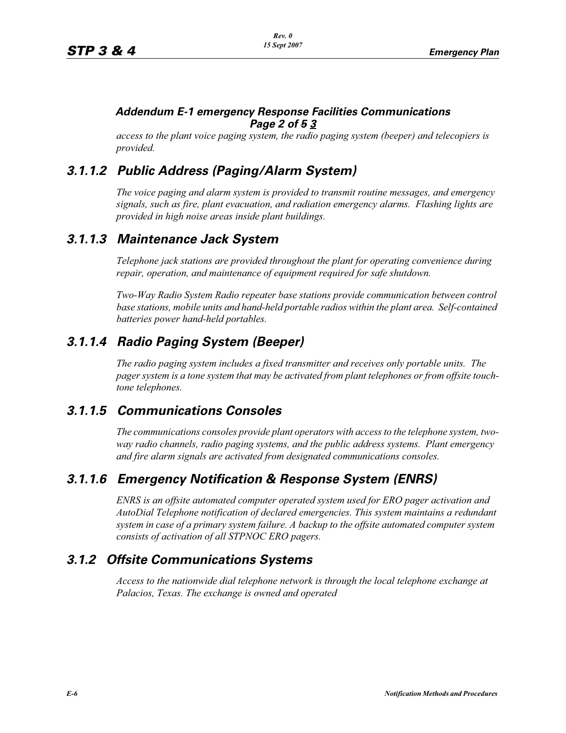#### *Addendum E-1 emergency Response Facilities Communications Page 2 of ~~5~~ 3*

*access to the plant voice paging system, the radio paging system (beeper) and telecopiers is provided.*

### *3.1.1.2 Public Address (Paging/Alarm System)*

*The voice paging and alarm system is provided to transmit routine messages, and emergency signals, such as fire, plant evacuation, and radiation emergency alarms. Flashing lights are provided in high noise areas inside plant buildings.*

### *3.1.1.3 Maintenance Jack System*

*Telephone jack stations are provided throughout the plant for operating convenience during repair, operation, and maintenance of equipment required for safe shutdown.*

*Two-Way Radio System Radio repeater base stations provide communication between control base stations, mobile units and hand-held portable radios within the plant area. Self-contained batteries power hand-held portables.*

### *3.1.1.4 Radio Paging System (Beeper)*

*The radio paging system includes a fixed transmitter and receives only portable units. The pager system is a tone system that may be activated from plant telephones or from offsite touch-tone telephones.*

### *3.1.1.5 Communications Consoles*

*The communications consoles provide plant operators with access to the telephone system, two-way radio channels, radio paging systems, and the public address systems. Plant emergency and fire alarm signals are activated from designated communications consoles.*

### *3.1.1.6 Emergency Notification & Response System (ENRS)*

*ENRS is an offsite automated computer operated system used for ERO pager activation and AutoDial Telephone notification of declared emergencies. This system maintains a redundant system in case of a primary system failure. A backup to the offsite automated computer system consists of activation of all STPNOC ERO pagers.*

## *3.1.2 Offsite Communications Systems*

*Access to the nationwide dial telephone network is through the local telephone exchange at Palacios, Texas. The exchange is owned and operated*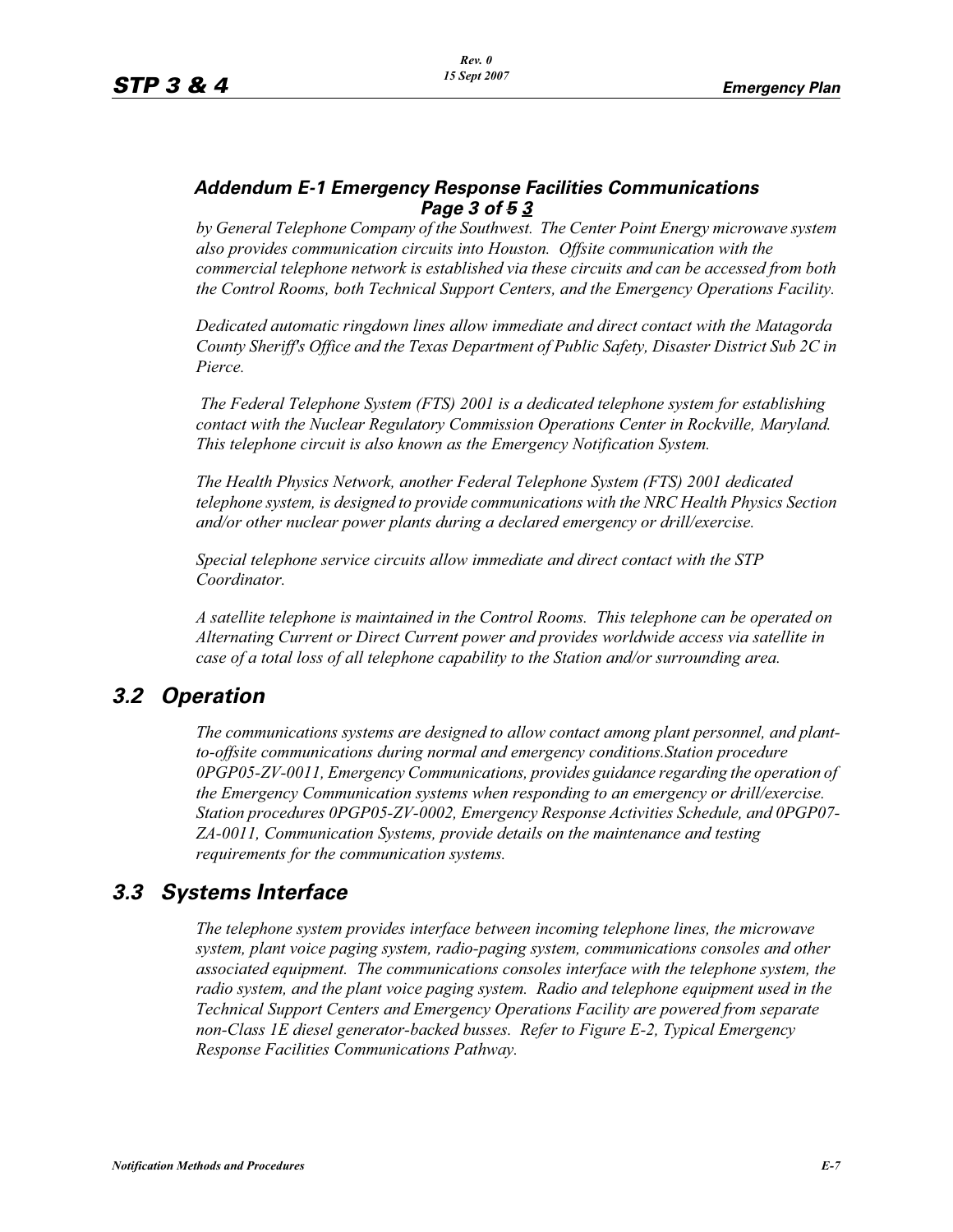### *Addendum E-1 Emergency Response Facilities Communications*
### *Page 3 of ~~5~~ 3*

*by General Telephone Company of the Southwest. The Center Point Energy microwave system also provides communication circuits into Houston. Offsite communication with the commercial telephone network is established via these circuits and can be accessed from both the Control Rooms, both Technical Support Centers, and the Emergency Operations Facility.*

*Dedicated automatic ringdown lines allow immediate and direct contact with the Matagorda County Sheriff's Office and the Texas Department of Public Safety, Disaster District Sub 2C in Pierce.*

*The Federal Telephone System (FTS) 2001 is a dedicated telephone system for establishing contact with the Nuclear Regulatory Commission Operations Center in Rockville, Maryland. This telephone circuit is also known as the Emergency Notification System.*

*The Health Physics Network, another Federal Telephone System (FTS) 2001 dedicated telephone system, is designed to provide communications with the NRC Health Physics Section and/or other nuclear power plants during a declared emergency or drill/exercise.*

*Special telephone service circuits allow immediate and direct contact with the STP Coordinator.*

*A satellite telephone is maintained in the Control Rooms. This telephone can be operated on Alternating Current or Direct Current power and provides worldwide access via satellite in case of a total loss of all telephone capability to the Station and/or surrounding area.*

## *3.2 Operation*

*The communications systems are designed to allow contact among plant personnel, and plant-to-offsite communications during normal and emergency conditions.Station procedure 0PGP05-ZV-0011, Emergency Communications, provides guidance regarding the operation of the Emergency Communication systems when responding to an emergency or drill/exercise. Station procedures 0PGP05-ZV-0002, Emergency Response Activities Schedule, and 0PGP07-ZA-0011, Communication Systems, provide details on the maintenance and testing requirements for the communication systems.*

## *3.3 Systems Interface*

*The telephone system provides interface between incoming telephone lines, the microwave system, plant voice paging system, radio-paging system, communications consoles and other associated equipment. The communications consoles interface with the telephone system, the radio system, and the plant voice paging system. Radio and telephone equipment used in the Technical Support Centers and Emergency Operations Facility are powered from separate non-Class 1E diesel generator-backed busses. Refer to Figure E-2, Typical Emergency Response Facilities Communications Pathway.*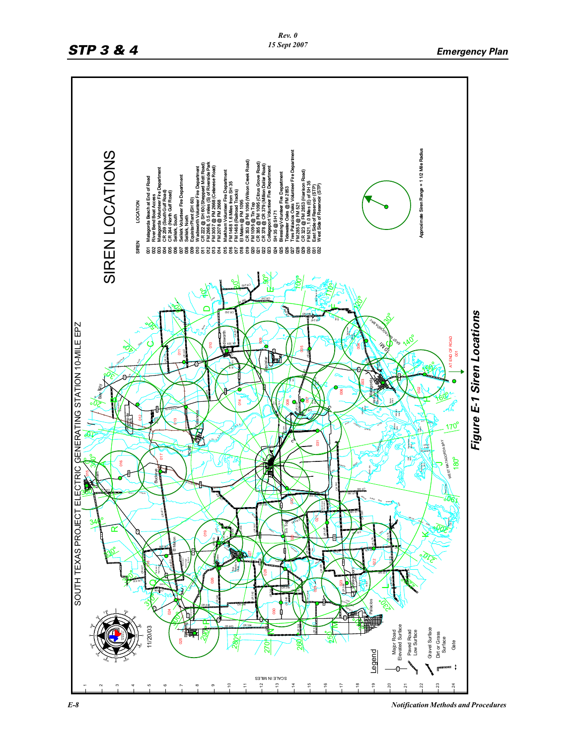SOUTH TEXAS PROJECT ELECTRIC GENERATING STATION 10-MILE EPZ

## SIREN LOCATIONS

| SIREN | LOCATION |
|---|---|
| 001 | Matagorda Beach at End of Road |
| 002 | River Bend Boat Access |
| 003 | Matagorda Volunteer Fire Department |
| 004 | CR 259 (South Gulf Road) |
| 005 | CR 244 (North Gulf Road) |
| 006 | Selkirk, South |
| 007 | Selkirk Volunteer Fire Department |
| 008 | Selkirk, North |
| 009 | Equistar Plant (SH 60) |
| 010 | Wadsworth Volunteer Fire Department |
| 011 | CR 222 @ SH 60 (Sheppard Mott Road) |
| 012 | FM 2668, 0.5 miles (S) of Riverside Park |
| 013 | FM 3057 @ FM 2668 (Celanese Road) |
| 014 | FM 2078 @ FM 2668 |
| 015 | Markham Volunteer Fire Department |
| 016 | FM 1468 1.6 Miles from SH 35 |
| 017 | FM 1468 (Railroad Tracks) |
| 018 | El Maton @ FM 1095 |
| 019 | CR 353 @ FM 1095 (Wilson Creek Road) |
| 020 | FM 1095 @ Tin Top |
| 021 | CR 365 @ FM 1095 (Citrus Grove Road) |
| 022 | CR 379 @ CR 379 (Million Dollar Road) |
| 023 | Collegeport Volunteer Fire Department |
| 024 | SH 35 @ SH 71 |
| 025 | Blessing Volunteer Fire Department |
| 026 | Tidewater Oaks @ FM 2853 |
| 027 | Tres Palacios Oaks Volunteer Fire Department |
| 028 | FM 2853 @ FM 521 |
| 029 | CR 323 @ FM 2853 (Harrison Road) |
| 030 | FM 521, 1.0 Miles (E) of SH 35 |
| 031 | East Side of Reservoir (STP) |
| 032 | West Side of Reservoir (STP) |

Approximate Siren Range = 1 1/2 Mile Radius

11/20/03

Legend: Major Road Elevated Surface; Paved Road Low Surface; Gravel Surface; Dirt or Grass Surface; Gate

SCALE IN MILES

*Figure E-1 Siren Locations*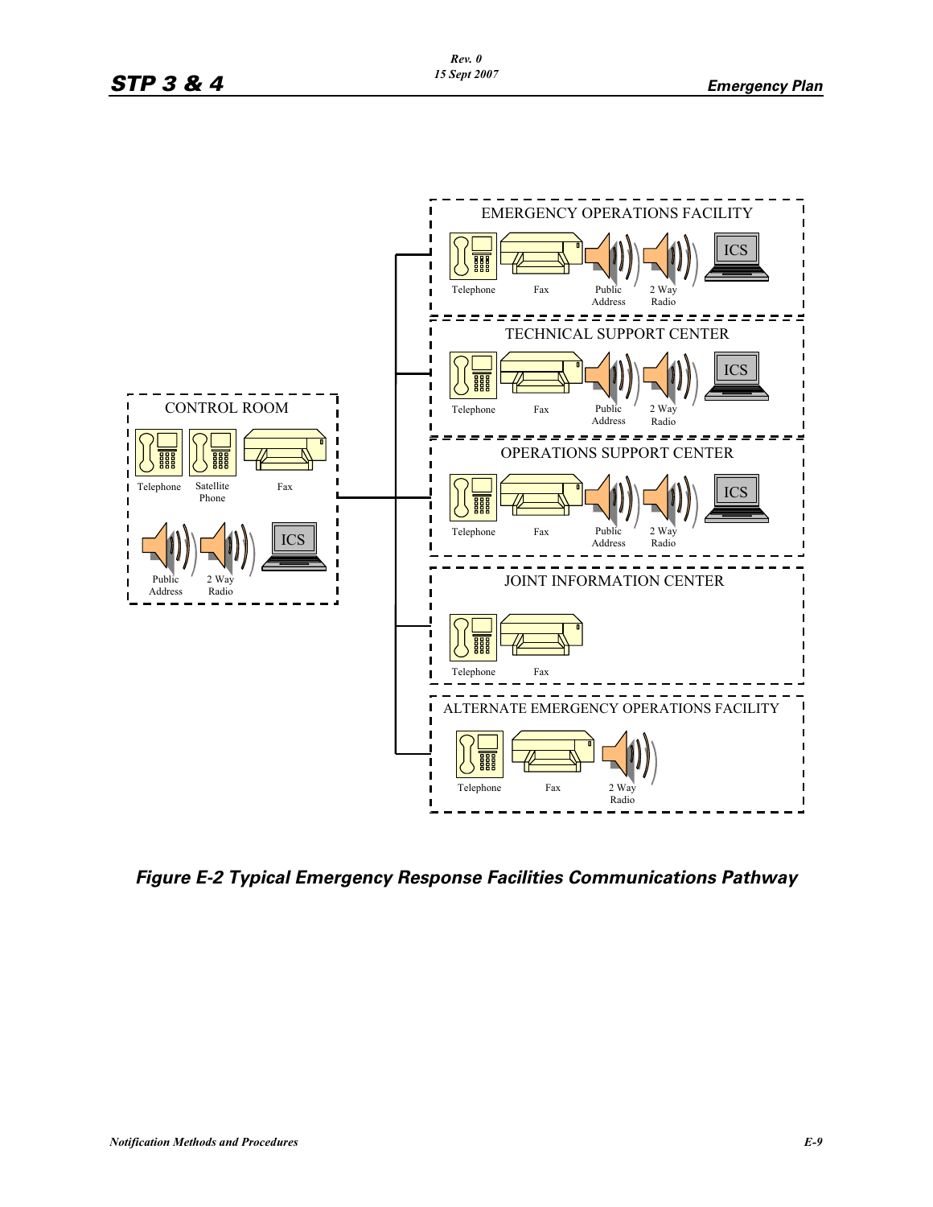CONTROL ROOM

Telephone, Satellite Phone, Fax, Public Address, 2 Way Radio, ICS

EMERGENCY OPERATIONS FACILITY

Telephone, Fax, Public Address, 2 Way Radio, ICS

TECHNICAL SUPPORT CENTER

Telephone, Fax, Public Address, 2 Way Radio, ICS

OPERATIONS SUPPORT CENTER

Telephone, Fax, Public Address, 2 Way Radio, ICS

JOINT INFORMATION CENTER

Telephone, Fax

ALTERNATE EMERGENCY OPERATIONS FACILITY

Telephone, Fax, 2 Way Radio

***Figure E-2 Typical Emergency Response Facilities Communications Pathway***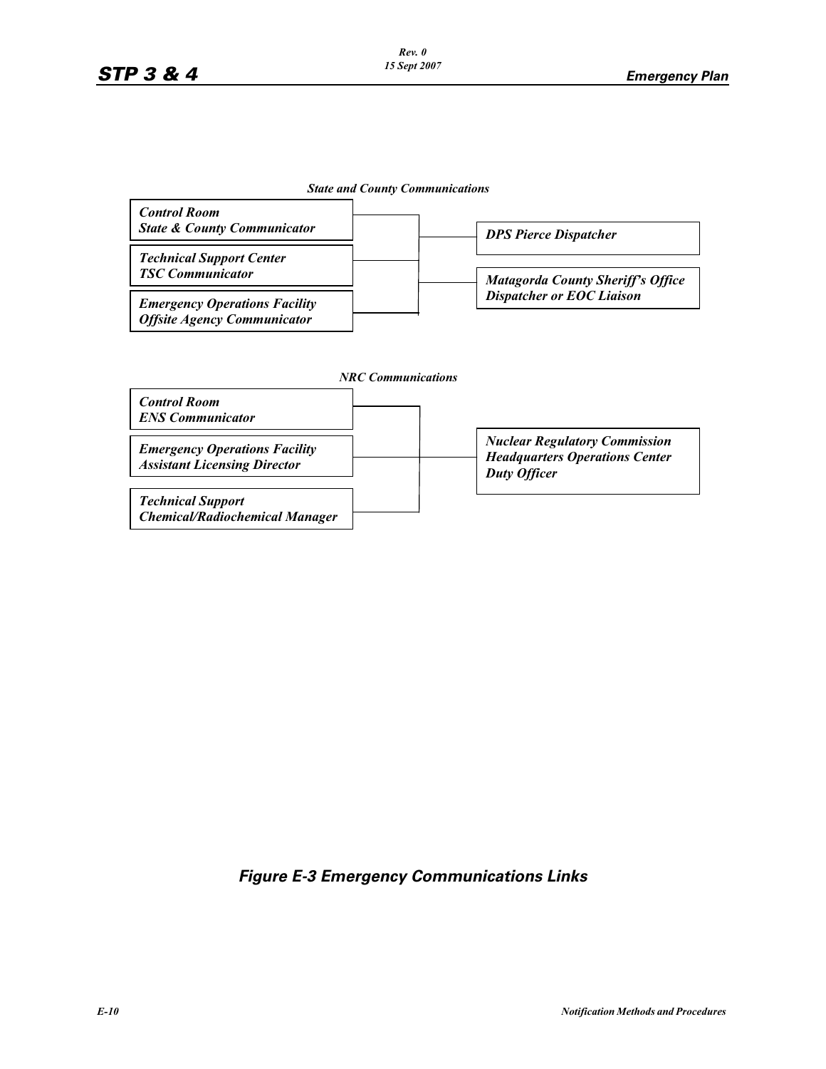*State and County Communications*

*Control Room*
*State & County Communicator*

*Technical Support Center*
*TSC Communicator*

*Emergency Operations Facility*
*Offsite Agency Communicator*

*DPS Pierce Dispatcher*

*Matagorda County Sheriff's Office*
*Dispatcher or EOC Liaison*

*NRC Communications*

*Control Room*
*ENS Communicator*

*Emergency Operations Facility*
*Assistant Licensing Director*

*Technical Support*
*Chemical/Radiochemical Manager*

*Nuclear Regulatory Commission*
*Headquarters Operations Center*
*Duty Officer*

***Figure E-3 Emergency Communications Links***